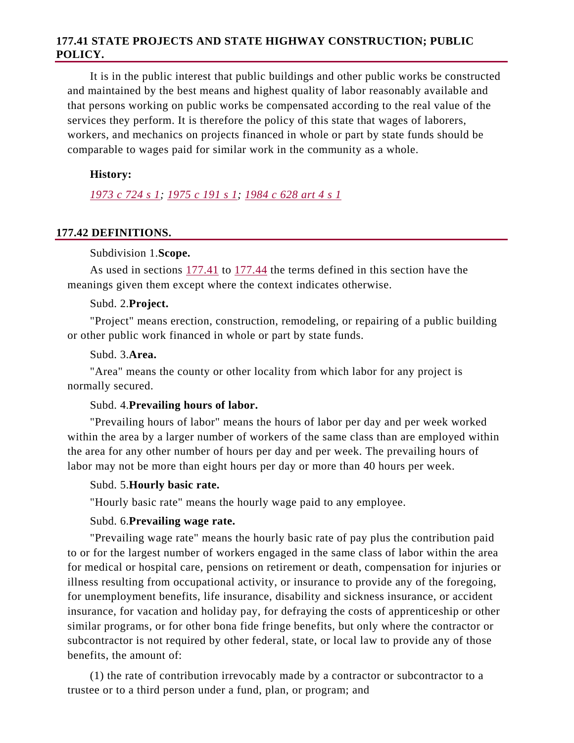## 177.41 STATE PROJECTS AND STATE HIGHWAY CONSTRUCTION; PUBLIC POLICY.

It is in the public interest that public buildings and other public works be constructed and maintained by the best means and highest quality of labor reasonably available and that persons working on public works be compensated according to the real value of the services they perform. It is therefore the policy of this state that wages of laborers, workers, and mechanics on projects financed in whole or part by state funds should be comparable to wages paid for similar work in the community as a whole.

**History:**

*1973 c 724 s 1; 1975 c 191 s 1; 1984 c 628 art 4 s 1*

## 177.42 DEFINITIONS.

Subdivision 1.**Scope.**

As used in sections 177.41 to 177.44 the terms defined in this section have the meanings given them except where the context indicates otherwise.

Subd. 2.**Project.**

"Project" means erection, construction, remodeling, or repairing of a public building or other public work financed in whole or part by state funds.

Subd. 3.**Area.**

"Area" means the county or other locality from which labor for any project is normally secured.

Subd. 4.**Prevailing hours of labor.**

"Prevailing hours of labor" means the hours of labor per day and per week worked within the area by a larger number of workers of the same class than are employed within the area for any other number of hours per day and per week. The prevailing hours of labor may not be more than eight hours per day or more than 40 hours per week.

Subd. 5.**Hourly basic rate.**

"Hourly basic rate" means the hourly wage paid to any employee.

Subd. 6.**Prevailing wage rate.**

"Prevailing wage rate" means the hourly basic rate of pay plus the contribution paid to or for the largest number of workers engaged in the same class of labor within the area for medical or hospital care, pensions on retirement or death, compensation for injuries or illness resulting from occupational activity, or insurance to provide any of the foregoing, for unemployment benefits, life insurance, disability and sickness insurance, or accident insurance, for vacation and holiday pay, for defraying the costs of apprenticeship or other similar programs, or for other bona fide fringe benefits, but only where the contractor or subcontractor is not required by other federal, state, or local law to provide any of those benefits, the amount of:

(1) the rate of contribution irrevocably made by a contractor or subcontractor to a trustee or to a third person under a fund, plan, or program; and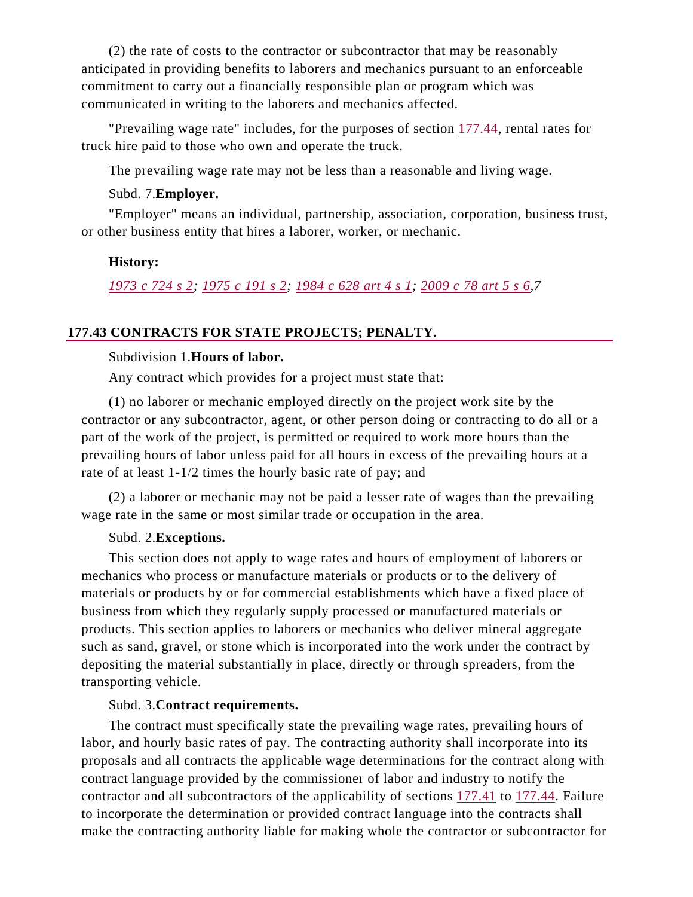(2) the rate of costs to the contractor or subcontractor that may be reasonably anticipated in providing benefits to laborers and mechanics pursuant to an enforceable commitment to carry out a financially responsible plan or program which was communicated in writing to the laborers and mechanics affected.

"Prevailing wage rate" includes, for the purposes of section 177.44, rental rates for truck hire paid to those who own and operate the truck.

The prevailing wage rate may not be less than a reasonable and living wage.

Subd. 7.**Employer.**

"Employer" means an individual, partnership, association, corporation, business trust, or other business entity that hires a laborer, worker, or mechanic.

**History:**

*1973 c 724 s 2; 1975 c 191 s 2; 1984 c 628 art 4 s 1; 2009 c 78 art 5 s 6,7*

## 177.43 CONTRACTS FOR STATE PROJECTS; PENALTY.

Subdivision 1.**Hours of labor.**

Any contract which provides for a project must state that:

(1) no laborer or mechanic employed directly on the project work site by the contractor or any subcontractor, agent, or other person doing or contracting to do all or a part of the work of the project, is permitted or required to work more hours than the prevailing hours of labor unless paid for all hours in excess of the prevailing hours at a rate of at least 1-1/2 times the hourly basic rate of pay; and

(2) a laborer or mechanic may not be paid a lesser rate of wages than the prevailing wage rate in the same or most similar trade or occupation in the area.

Subd. 2.**Exceptions.**

This section does not apply to wage rates and hours of employment of laborers or mechanics who process or manufacture materials or products or to the delivery of materials or products by or for commercial establishments which have a fixed place of business from which they regularly supply processed or manufactured materials or products. This section applies to laborers or mechanics who deliver mineral aggregate such as sand, gravel, or stone which is incorporated into the work under the contract by depositing the material substantially in place, directly or through spreaders, from the transporting vehicle.

Subd. 3.**Contract requirements.**

The contract must specifically state the prevailing wage rates, prevailing hours of labor, and hourly basic rates of pay. The contracting authority shall incorporate into its proposals and all contracts the applicable wage determinations for the contract along with contract language provided by the commissioner of labor and industry to notify the contractor and all subcontractors of the applicability of sections 177.41 to 177.44. Failure to incorporate the determination or provided contract language into the contracts shall make the contracting authority liable for making whole the contractor or subcontractor for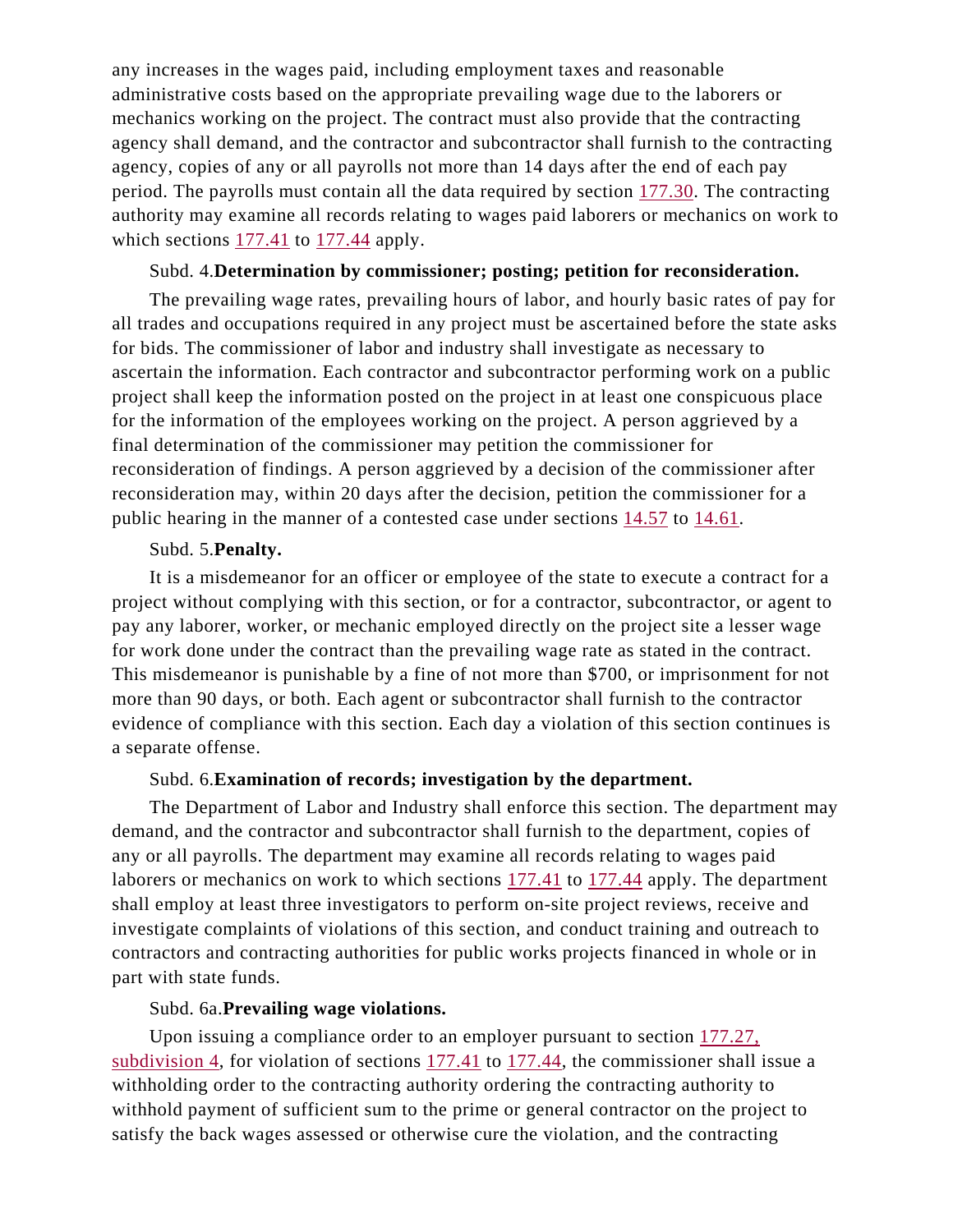any increases in the wages paid, including employment taxes and reasonable administrative costs based on the appropriate prevailing wage due to the laborers or mechanics working on the project. The contract must also provide that the contracting agency shall demand, and the contractor and subcontractor shall furnish to the contracting agency, copies of any or all payrolls not more than 14 days after the end of each pay period. The payrolls must contain all the data required by section 177.30. The contracting authority may examine all records relating to wages paid laborers or mechanics on work to which sections 177.41 to 177.44 apply.

Subd. 4.**Determination by commissioner; posting; petition for reconsideration.**

The prevailing wage rates, prevailing hours of labor, and hourly basic rates of pay for all trades and occupations required in any project must be ascertained before the state asks for bids. The commissioner of labor and industry shall investigate as necessary to ascertain the information. Each contractor and subcontractor performing work on a public project shall keep the information posted on the project in at least one conspicuous place for the information of the employees working on the project. A person aggrieved by a final determination of the commissioner may petition the commissioner for reconsideration of findings. A person aggrieved by a decision of the commissioner after reconsideration may, within 20 days after the decision, petition the commissioner for a public hearing in the manner of a contested case under sections 14.57 to 14.61.

Subd. 5.**Penalty.**

It is a misdemeanor for an officer or employee of the state to execute a contract for a project without complying with this section, or for a contractor, subcontractor, or agent to pay any laborer, worker, or mechanic employed directly on the project site a lesser wage for work done under the contract than the prevailing wage rate as stated in the contract. This misdemeanor is punishable by a fine of not more than $700, or imprisonment for not more than 90 days, or both. Each agent or subcontractor shall furnish to the contractor evidence of compliance with this section. Each day a violation of this section continues is a separate offense.

Subd. 6.**Examination of records; investigation by the department.**

The Department of Labor and Industry shall enforce this section. The department may demand, and the contractor and subcontractor shall furnish to the department, copies of any or all payrolls. The department may examine all records relating to wages paid laborers or mechanics on work to which sections 177.41 to 177.44 apply. The department shall employ at least three investigators to perform on-site project reviews, receive and investigate complaints of violations of this section, and conduct training and outreach to contractors and contracting authorities for public works projects financed in whole or in part with state funds.

Subd. 6a.**Prevailing wage violations.**

Upon issuing a compliance order to an employer pursuant to section 177.27, subdivision 4, for violation of sections 177.41 to 177.44, the commissioner shall issue a withholding order to the contracting authority ordering the contracting authority to withhold payment of sufficient sum to the prime or general contractor on the project to satisfy the back wages assessed or otherwise cure the violation, and the contracting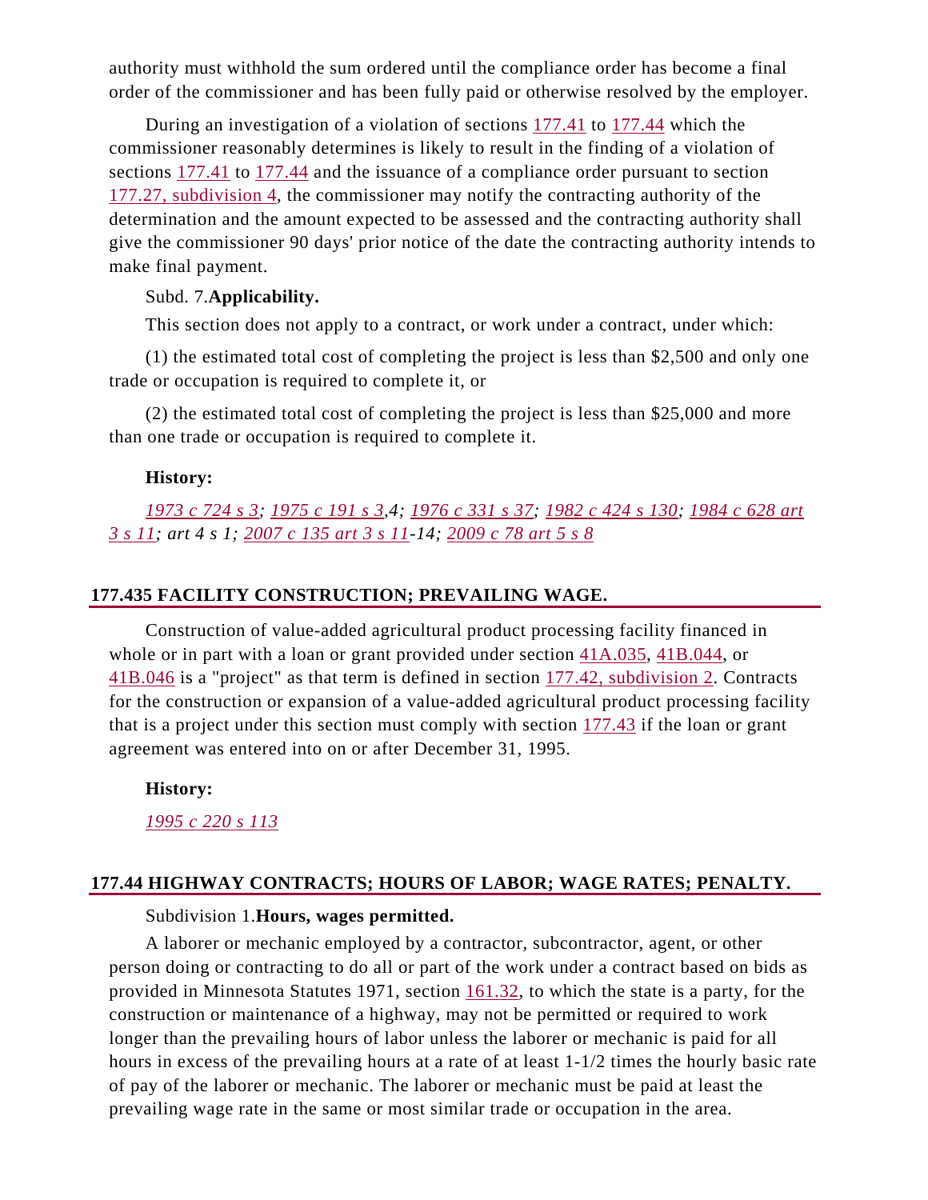authority must withhold the sum ordered until the compliance order has become a final order of the commissioner and has been fully paid or otherwise resolved by the employer.

During an investigation of a violation of sections 177.41 to 177.44 which the commissioner reasonably determines is likely to result in the finding of a violation of sections 177.41 to 177.44 and the issuance of a compliance order pursuant to section 177.27, subdivision 4, the commissioner may notify the contracting authority of the determination and the amount expected to be assessed and the contracting authority shall give the commissioner 90 days' prior notice of the date the contracting authority intends to make final payment.

Subd. 7.**Applicability.**

This section does not apply to a contract, or work under a contract, under which:

(1) the estimated total cost of completing the project is less than $2,500 and only one trade or occupation is required to complete it, or

(2) the estimated total cost of completing the project is less than $25,000 and more than one trade or occupation is required to complete it.

**History:**

*1973 c 724 s 3; 1975 c 191 s 3,4; 1976 c 331 s 37; 1982 c 424 s 130; 1984 c 628 art 3 s 11; art 4 s 1; 2007 c 135 art 3 s 11-14; 2009 c 78 art 5 s 8*

## 177.435 FACILITY CONSTRUCTION; PREVAILING WAGE.

Construction of value-added agricultural product processing facility financed in whole or in part with a loan or grant provided under section 41A.035, 41B.044, or 41B.046 is a "project" as that term is defined in section 177.42, subdivision 2. Contracts for the construction or expansion of a value-added agricultural product processing facility that is a project under this section must comply with section 177.43 if the loan or grant agreement was entered into on or after December 31, 1995.

**History:**

*1995 c 220 s 113*

## 177.44 HIGHWAY CONTRACTS; HOURS OF LABOR; WAGE RATES; PENALTY.

Subdivision 1.**Hours, wages permitted.**

A laborer or mechanic employed by a contractor, subcontractor, agent, or other person doing or contracting to do all or part of the work under a contract based on bids as provided in Minnesota Statutes 1971, section 161.32, to which the state is a party, for the construction or maintenance of a highway, may not be permitted or required to work longer than the prevailing hours of labor unless the laborer or mechanic is paid for all hours in excess of the prevailing hours at a rate of at least 1-1/2 times the hourly basic rate of pay of the laborer or mechanic. The laborer or mechanic must be paid at least the prevailing wage rate in the same or most similar trade or occupation in the area.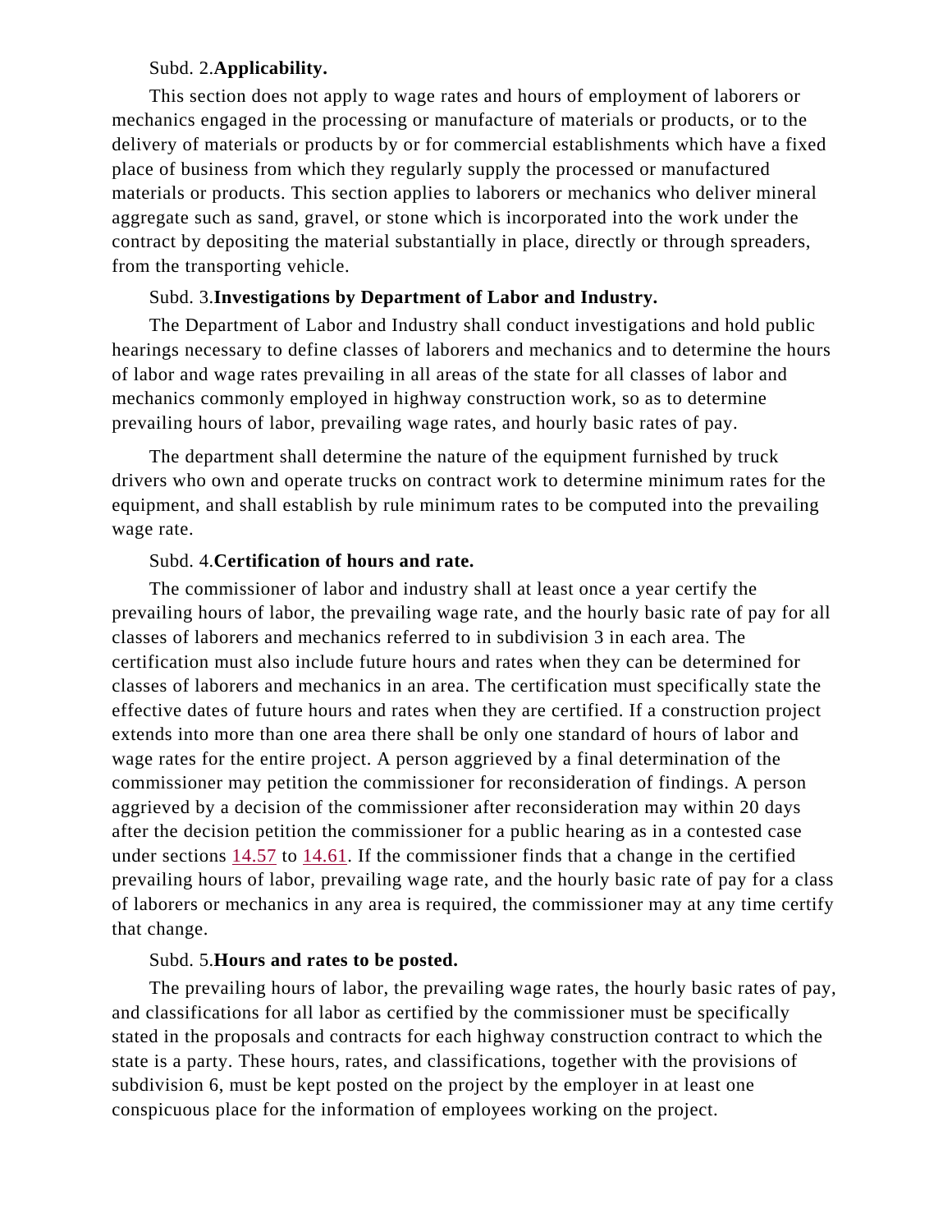Subd. 2. **Applicability.**

This section does not apply to wage rates and hours of employment of laborers or mechanics engaged in the processing or manufacture of materials or products, or to the delivery of materials or products by or for commercial establishments which have a fixed place of business from which they regularly supply the processed or manufactured materials or products. This section applies to laborers or mechanics who deliver mineral aggregate such as sand, gravel, or stone which is incorporated into the work under the contract by depositing the material substantially in place, directly or through spreaders, from the transporting vehicle.

Subd. 3. **Investigations by Department of Labor and Industry.**

The Department of Labor and Industry shall conduct investigations and hold public hearings necessary to define classes of laborers and mechanics and to determine the hours of labor and wage rates prevailing in all areas of the state for all classes of labor and mechanics commonly employed in highway construction work, so as to determine prevailing hours of labor, prevailing wage rates, and hourly basic rates of pay.

The department shall determine the nature of the equipment furnished by truck drivers who own and operate trucks on contract work to determine minimum rates for the equipment, and shall establish by rule minimum rates to be computed into the prevailing wage rate.

Subd. 4. **Certification of hours and rate.**

The commissioner of labor and industry shall at least once a year certify the prevailing hours of labor, the prevailing wage rate, and the hourly basic rate of pay for all classes of laborers and mechanics referred to in subdivision 3 in each area. The certification must also include future hours and rates when they can be determined for classes of laborers and mechanics in an area. The certification must specifically state the effective dates of future hours and rates when they are certified. If a construction project extends into more than one area there shall be only one standard of hours of labor and wage rates for the entire project. A person aggrieved by a final determination of the commissioner may petition the commissioner for reconsideration of findings. A person aggrieved by a decision of the commissioner after reconsideration may within 20 days after the decision petition the commissioner for a public hearing as in a contested case under sections 14.57 to 14.61. If the commissioner finds that a change in the certified prevailing hours of labor, prevailing wage rate, and the hourly basic rate of pay for a class of laborers or mechanics in any area is required, the commissioner may at any time certify that change.

Subd. 5. **Hours and rates to be posted.**

The prevailing hours of labor, the prevailing wage rates, the hourly basic rates of pay, and classifications for all labor as certified by the commissioner must be specifically stated in the proposals and contracts for each highway construction contract to which the state is a party. These hours, rates, and classifications, together with the provisions of subdivision 6, must be kept posted on the project by the employer in at least one conspicuous place for the information of employees working on the project.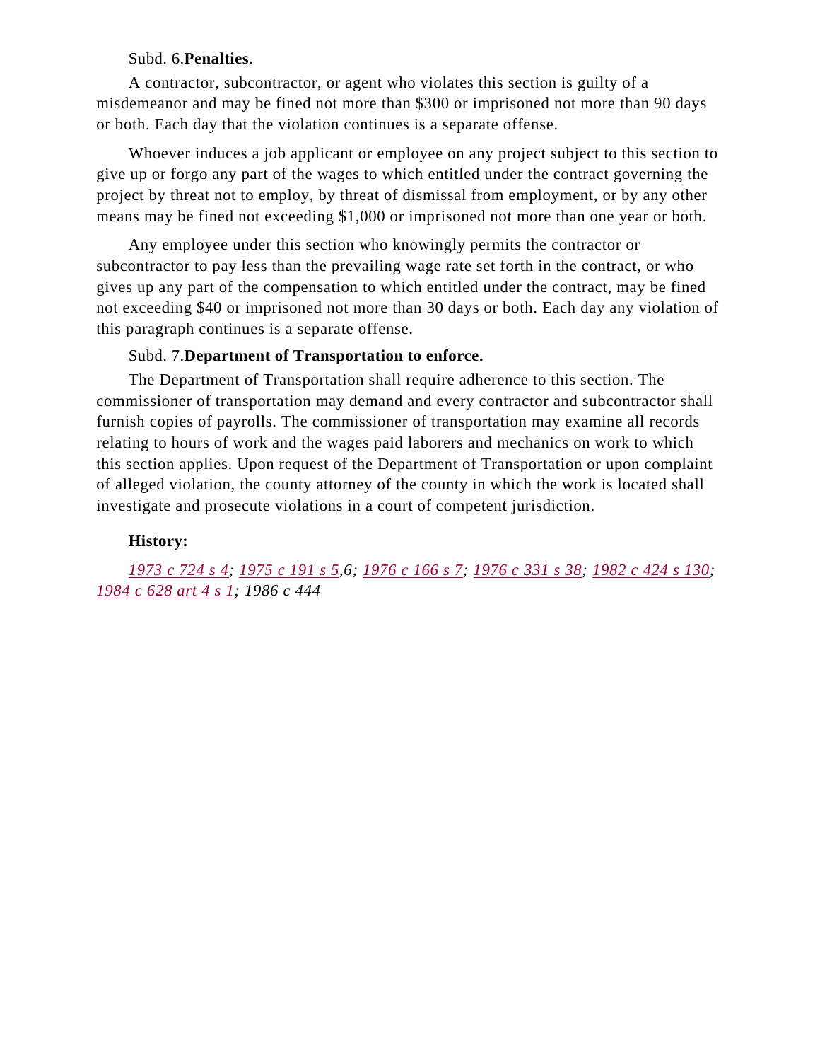Subd. 6.**Penalties.**

A contractor, subcontractor, or agent who violates this section is guilty of a misdemeanor and may be fined not more than $300 or imprisoned not more than 90 days or both. Each day that the violation continues is a separate offense.

Whoever induces a job applicant or employee on any project subject to this section to give up or forgo any part of the wages to which entitled under the contract governing the project by threat not to employ, by threat of dismissal from employment, or by any other means may be fined not exceeding $1,000 or imprisoned not more than one year or both.

Any employee under this section who knowingly permits the contractor or subcontractor to pay less than the prevailing wage rate set forth in the contract, or who gives up any part of the compensation to which entitled under the contract, may be fined not exceeding $40 or imprisoned not more than 30 days or both. Each day any violation of this paragraph continues is a separate offense.

Subd. 7.**Department of Transportation to enforce.**

The Department of Transportation shall require adherence to this section. The commissioner of transportation may demand and every contractor and subcontractor shall furnish copies of payrolls. The commissioner of transportation may examine all records relating to hours of work and the wages paid laborers and mechanics on work to which this section applies. Upon request of the Department of Transportation or upon complaint of alleged violation, the county attorney of the county in which the work is located shall investigate and prosecute violations in a court of competent jurisdiction.

**History:**

*1973 c 724 s 4; 1975 c 191 s 5,6; 1976 c 166 s 7; 1976 c 331 s 38; 1982 c 424 s 130; 1984 c 628 art 4 s 1; 1986 c 444*